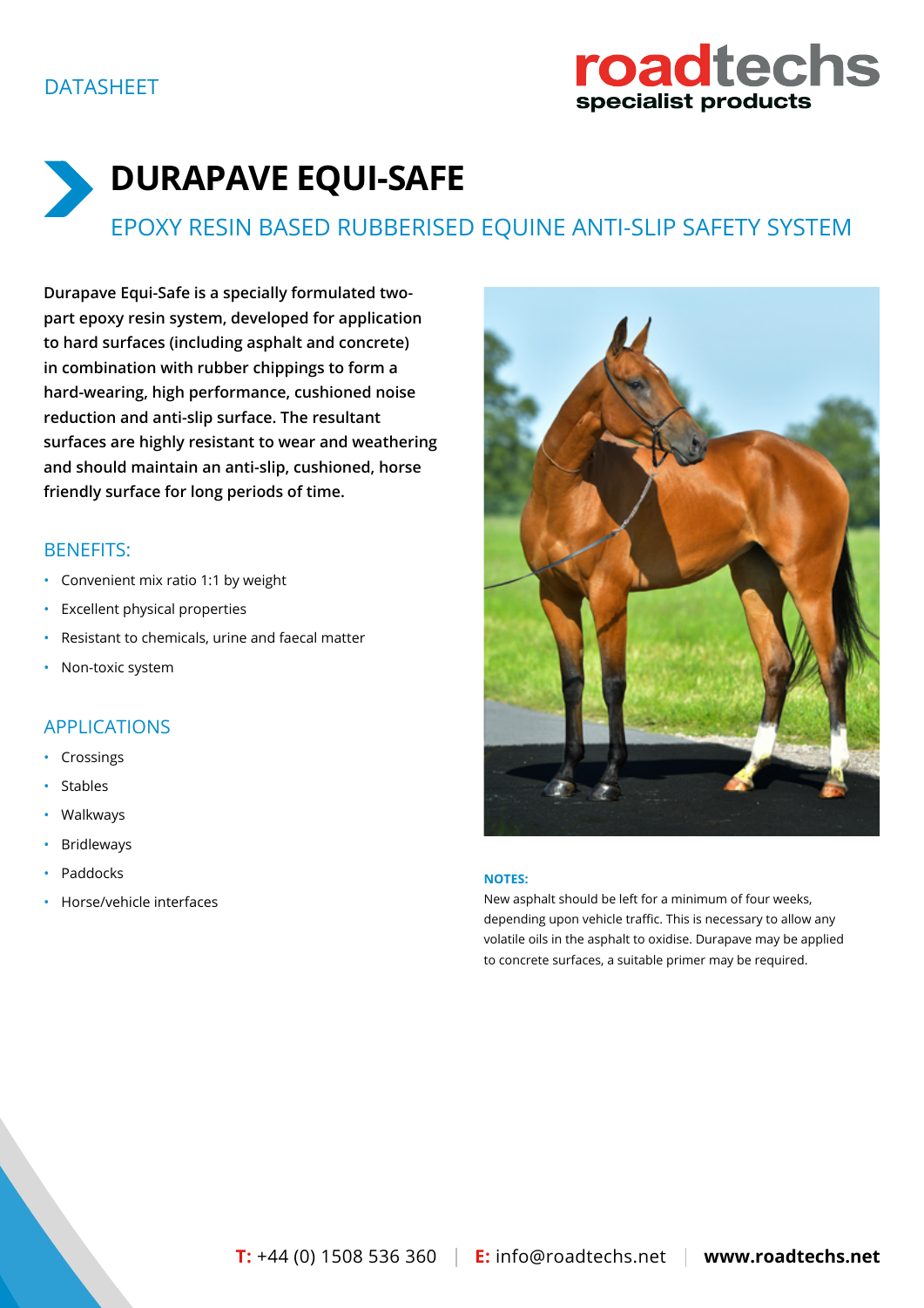DATASHEET

# DURAPAVE EQUI-SAFE

## EPOXY RESIN BASED RUBBERISED EQUINE ANTI-SLIP SAFETY SYSTEM

**Durapave Equi-Safe is a specially formulated two-part epoxy resin system, developed for application to hard surfaces (including asphalt and concrete) in combination with rubber chippings to form a hard-wearing, high performance, cushioned noise reduction and anti-slip surface. The resultant surfaces are highly resistant to wear and weathering and should maintain an anti-slip, cushioned, horse friendly surface for long periods of time.**

### BENEFITS:

- Convenient mix ratio 1:1 by weight
- Excellent physical properties
- Resistant to chemicals, urine and faecal matter
- Non-toxic system

### APPLICATIONS

- Crossings
- Stables
- Walkways
- Bridleways
- Paddocks
- Horse/vehicle interfaces

**NOTES:**

New asphalt should be left for a minimum of four weeks, depending upon vehicle traffic. This is necessary to allow any volatile oils in the asphalt to oxidise. Durapave may be applied to concrete surfaces, a suitable primer may be required.

**T:** +44 (0) 1508 536 360 | **E:** info@roadtechs.net | **www.roadtechs.net**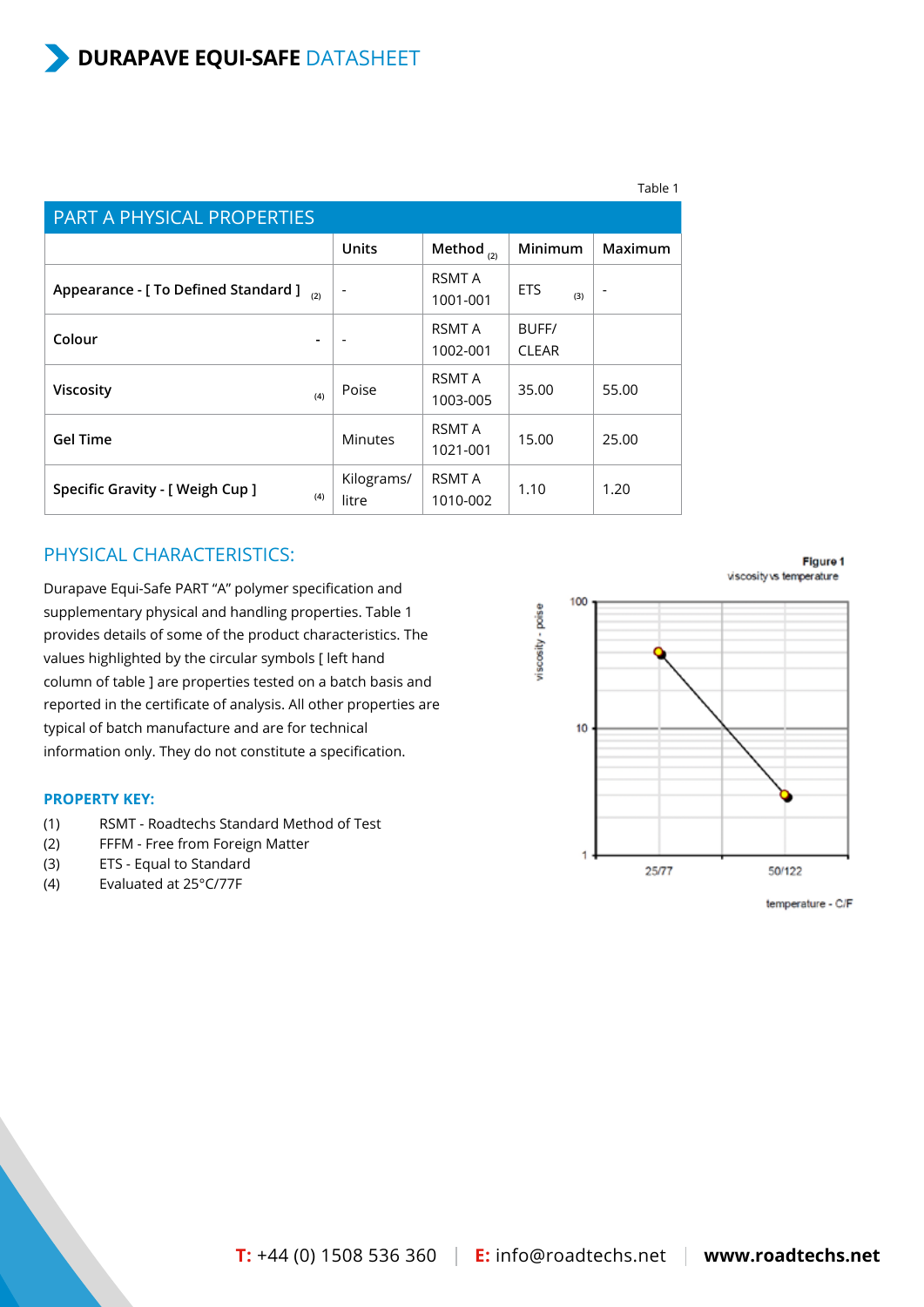# DURAPAVE EQUI-SAFE DATASHEET

Table 1

| PART A PHYSICAL PROPERTIES | Units | Method (2) | Minimum | Maximum |
|---|---|---|---|---|
| Appearance - [ To Defined Standard ] (2) | - | RSMT A 1001-001 | ETS (3) | - |
| Colour - | - | RSMT A 1002-001 | BUFF/ CLEAR | |
| Viscosity (4) | Poise | RSMT A 1003-005 | 35.00 | 55.00 |
| Gel Time | Minutes | RSMT A 1021-001 | 15.00 | 25.00 |
| Specific Gravity - [ Weigh Cup ] (4) | Kilograms/ litre | RSMT A 1010-002 | 1.10 | 1.20 |

## PHYSICAL CHARACTERISTICS:

Durapave Equi-Safe PART "A" polymer specification and supplementary physical and handling properties. Table 1 provides details of some of the product characteristics. The values highlighted by the circular symbols [ left hand column of table ] are properties tested on a batch basis and reported in the certificate of analysis. All other properties are typical of batch manufacture and are for technical information only. They do not constitute a specification.

**PROPERTY KEY:**

(1) RSMT - Roadtechs Standard Method of Test
(2) FFFM - Free from Foreign Matter
(3) ETS - Equal to Standard
(4) Evaluated at 25°C/77F

Figure 1
viscosity vs temperature

viscosity - poise: 100, 10, 1
temperature - C/F: 25/77, 50/122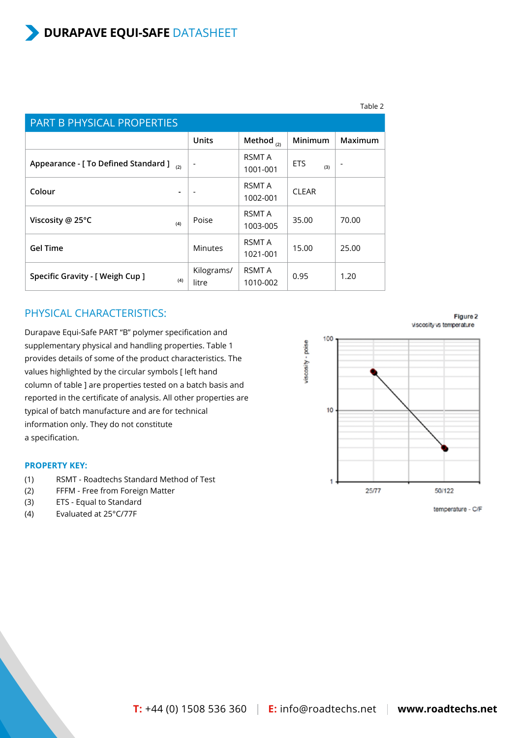# DURAPAVE EQUI-SAFE DATASHEET

Table 2

| PART B PHYSICAL PROPERTIES | Units | Method (2) | Minimum | Maximum |
|---|---|---|---|---|
| Appearance - [ To Defined Standard ] (2) | - | RSMT A 1001-001 | ETS (3) | - |
| Colour - | - | RSMT A 1002-001 | CLEAR | |
| Viscosity @ 25°C (4) | Poise | RSMT A 1003-005 | 35.00 | 70.00 |
| Gel Time | Minutes | RSMT A 1021-001 | 15.00 | 25.00 |
| Specific Gravity - [ Weigh Cup ] (4) | Kilograms/ litre | RSMT A 1010-002 | 0.95 | 1.20 |

## PHYSICAL CHARACTERISTICS:

Durapave Equi-Safe PART "B" polymer specification and supplementary physical and handling properties. Table 1 provides details of some of the product characteristics. The values highlighted by the circular symbols [ left hand column of table ] are properties tested on a batch basis and reported in the certificate of analysis. All other properties are typical of batch manufacture and are for technical information only. They do not constitute a specification.

**PROPERTY KEY:**

(1) RSMT - Roadtechs Standard Method of Test
(2) FFFM - Free from Foreign Matter
(3) ETS - Equal to Standard
(4) Evaluated at 25°C/77F

Figure 2
viscosity vs temperature

viscosity - poise: 100, 10, 1
temperature - C/F: 25/77, 50/122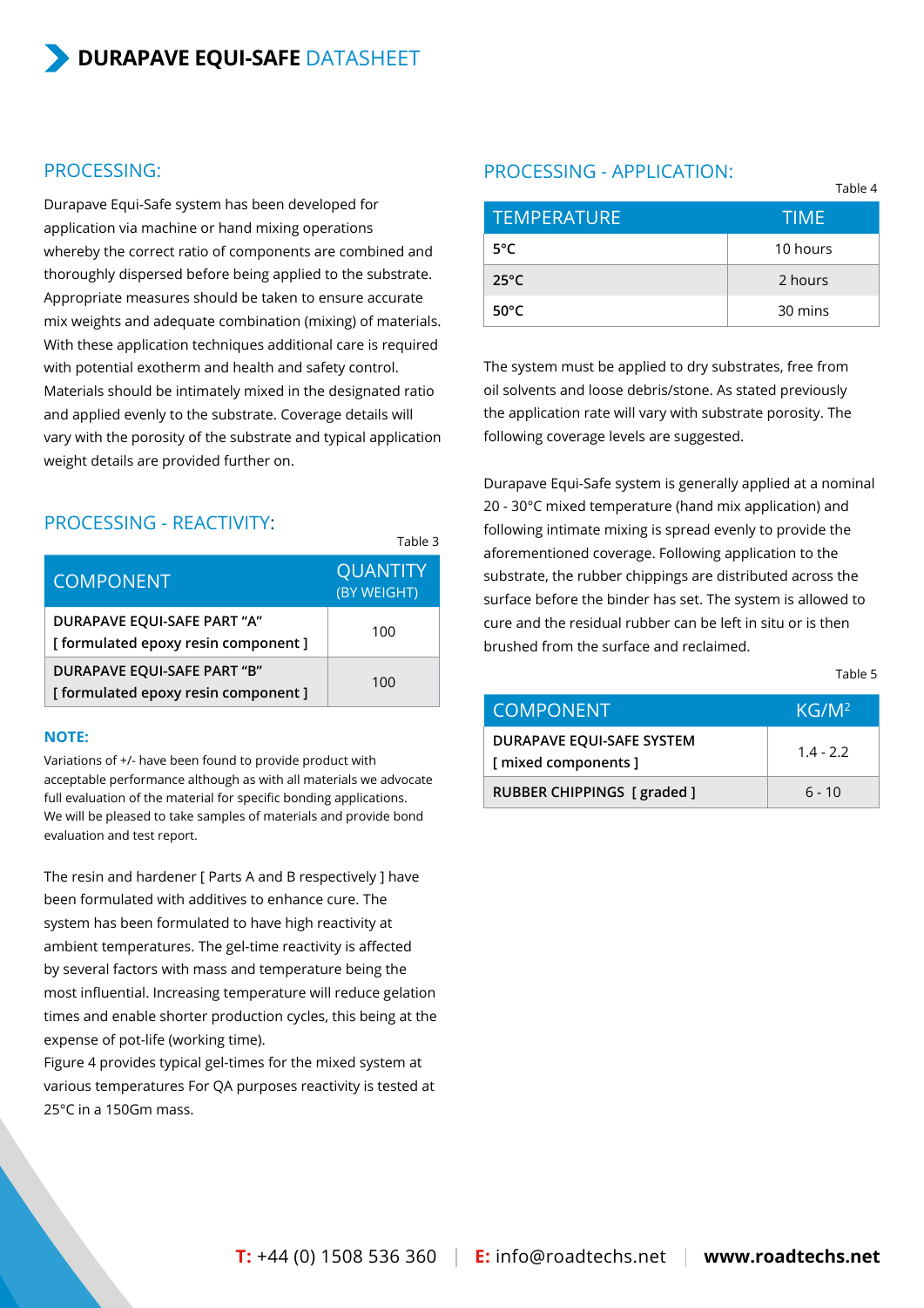## PROCESSING:

Durapave Equi-Safe system has been developed for application via machine or hand mixing operations whereby the correct ratio of components are combined and thoroughly dispersed before being applied to the substrate. Appropriate measures should be taken to ensure accurate mix weights and adequate combination (mixing) of materials. With these application techniques additional care is required with potential exotherm and health and safety control. Materials should be intimately mixed in the designated ratio and applied evenly to the substrate. Coverage details will vary with the porosity of the substrate and typical application weight details are provided further on.

## PROCESSING - REACTIVITY:

Table 3

| COMPONENT | QUANTITY (BY WEIGHT) |
|---|---|
| DURAPAVE EQUI-SAFE PART "A" [ formulated epoxy resin component ] | 100 |
| DURAPAVE EQUI-SAFE PART "B" [ formulated epoxy resin component ] | 100 |

**NOTE:**

Variations of +/- have been found to provide product with acceptable performance although as with all materials we advocate full evaluation of the material for specific bonding applications. We will be pleased to take samples of materials and provide bond evaluation and test report.

The resin and hardener [ Parts A and B respectively ] have been formulated with additives to enhance cure. The system has been formulated to have high reactivity at ambient temperatures. The gel-time reactivity is affected by several factors with mass and temperature being the most influential. Increasing temperature will reduce gelation times and enable shorter production cycles, this being at the expense of pot-life (working time).
Figure 4 provides typical gel-times for the mixed system at various temperatures For QA purposes reactivity is tested at 25°C in a 150Gm mass.

## PROCESSING - APPLICATION:

Table 4

| TEMPERATURE | TIME |
|---|---|
| 5°C | 10 hours |
| 25°C | 2 hours |
| 50°C | 30 mins |

The system must be applied to dry substrates, free from oil solvents and loose debris/stone. As stated previously the application rate will vary with substrate porosity. The following coverage levels are suggested.

Durapave Equi-Safe system is generally applied at a nominal 20 - 30°C mixed temperature (hand mix application) and following intimate mixing is spread evenly to provide the aforementioned coverage. Following application to the substrate, the rubber chippings are distributed across the surface before the binder has set. The system is allowed to cure and the residual rubber can be left in situ or is then brushed from the surface and reclaimed.

Table 5

| COMPONENT | KG/M$^2$ |
|---|---|
| DURAPAVE EQUI-SAFE SYSTEM [ mixed components ] | 1.4 - 2.2 |
| RUBBER CHIPPINGS [ graded ] | 6 - 10 |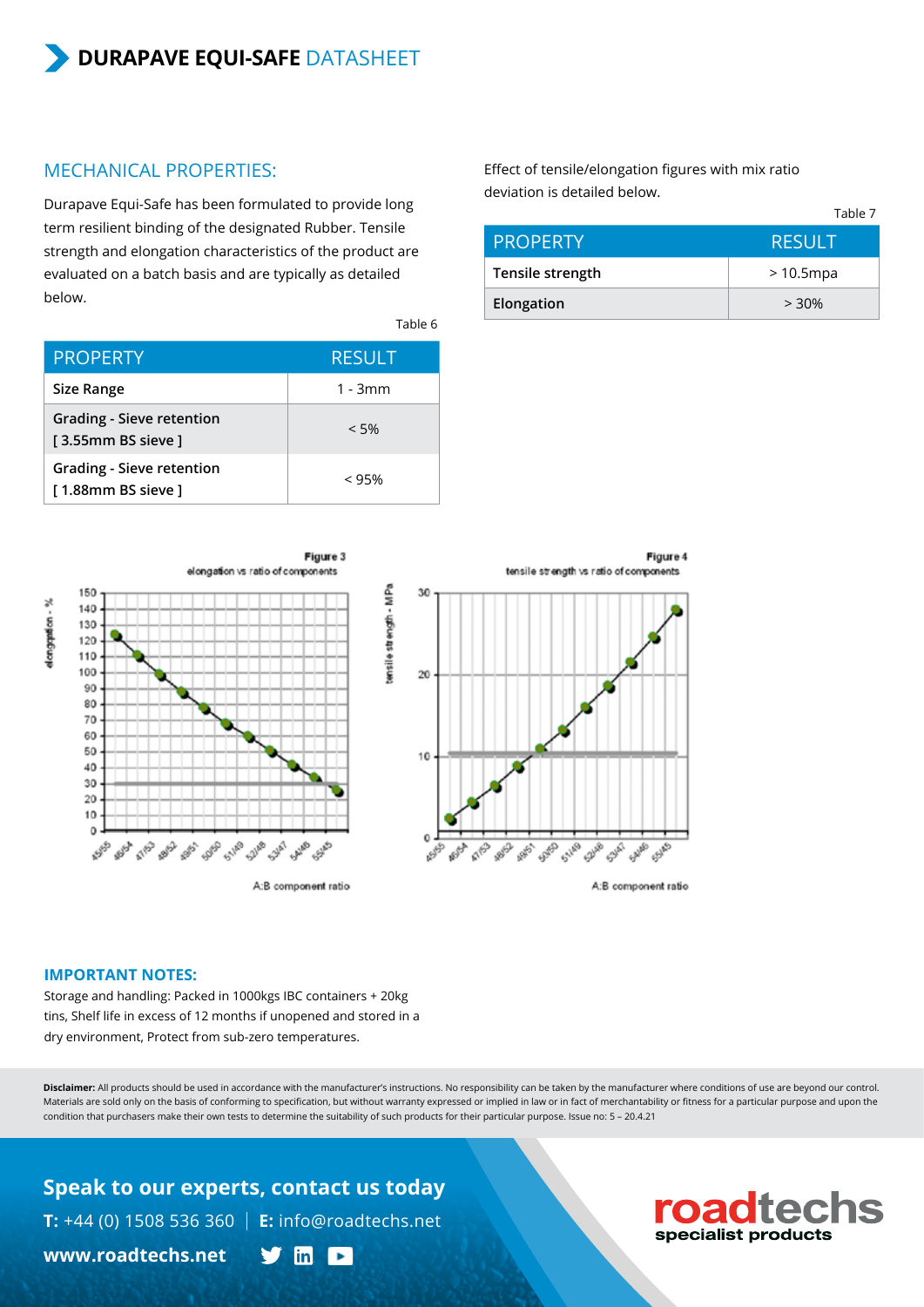## DURAPAVE EQUI-SAFE DATASHEET

## MECHANICAL PROPERTIES:

Durapave Equi-Safe has been formulated to provide long term resilient binding of the designated Rubber. Tensile strength and elongation characteristics of the product are evaluated on a batch basis and are typically as detailed below.

Table 6

| PROPERTY | RESULT |
|---|---|
| Size Range | 1 - 3mm |
| Grading - Sieve retention [ 3.55mm BS sieve ] | < 5% |
| Grading - Sieve retention [ 1.88mm BS sieve ] | < 95% |

Effect of tensile/elongation figures with mix ratio deviation is detailed below.

Table 7

| PROPERTY | RESULT |
|---|---|
| Tensile strength | > 10.5mpa |
| Elongation | > 30% |

Figure 3
elongation vs ratio of components
elongation - %
150 140 130 120 110 100 90 80 70 60 50 40 30 20 10 0
45/55 46/54 47/53 48/52 49/51 50/50 51/49 52/48 53/47 54/46 55/45
A:B component ratio

Figure 4
tensile strength vs ratio of components
tensile strength - MPa
30 20 10 0
45/55 46/54 47/53 48/52 49/51 50/50 51/49 52/48 53/47 54/46 55/45
A:B component ratio

## IMPORTANT NOTES:

Storage and handling: Packed in 1000kgs IBC containers + 20kg tins, Shelf life in excess of 12 months if unopened and stored in a dry environment, Protect from sub-zero temperatures.

**Disclaimer:** All products should be used in accordance with the manufacturer's instructions. No responsibility can be taken by the manufacturer where conditions of use are beyond our control. Materials are sold only on the basis of conforming to specification, but without warranty expressed or implied in law or in fact of merchantability or fitness for a particular purpose and upon the condition that purchasers make their own tests to determine the suitability of such products for their particular purpose. Issue no: 5 – 20.4.21

**Speak to our experts, contact us today**

**T:** +44 (0) 1508 536 360 | **E:** info@roadtechs.net

**www.roadtechs.net**

roadtechs specialist products